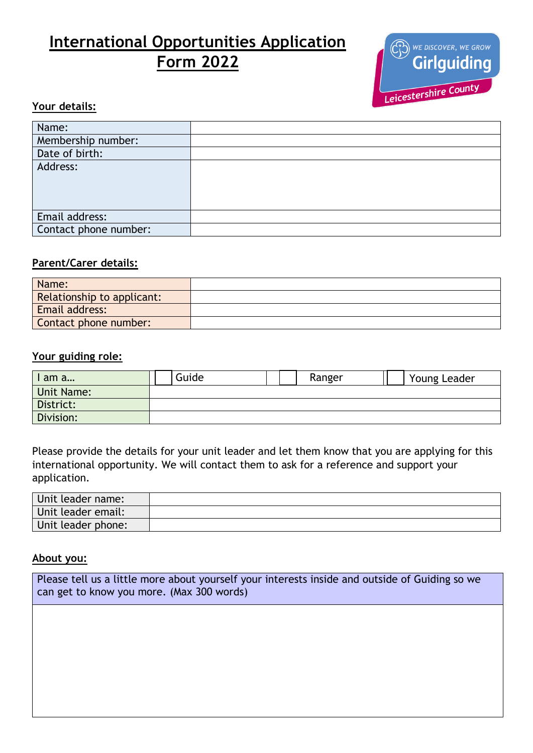# International Opportunities Application Form 2022

**Your details:**

| Name: | |
|---|---|
| Membership number: | |
| Date of birth: | |
| Address: | |
| Email address: | |
| Contact phone number: | |

**Parent/Carer details:**

| Name: | |
|---|---|
| Relationship to applicant: | |
| Email address: | |
| Contact phone number: | |

**Your guiding role:**

| I am a… | ☐ Guide | ☐ Ranger | ☐ Young Leader |
|---|---|---|---|
| Unit Name: | | | |
| District: | | | |
| Division: | | | |

Please provide the details for your unit leader and let them know that you are applying for this international opportunity. We will contact them to ask for a reference and support your application.

| Unit leader name: | |
|---|---|
| Unit leader email: | |
| Unit leader phone: | |

**About you:**

| Please tell us a little more about yourself your interests inside and outside of Guiding so we can get to know you more. (Max 300 words) |
|---|
| |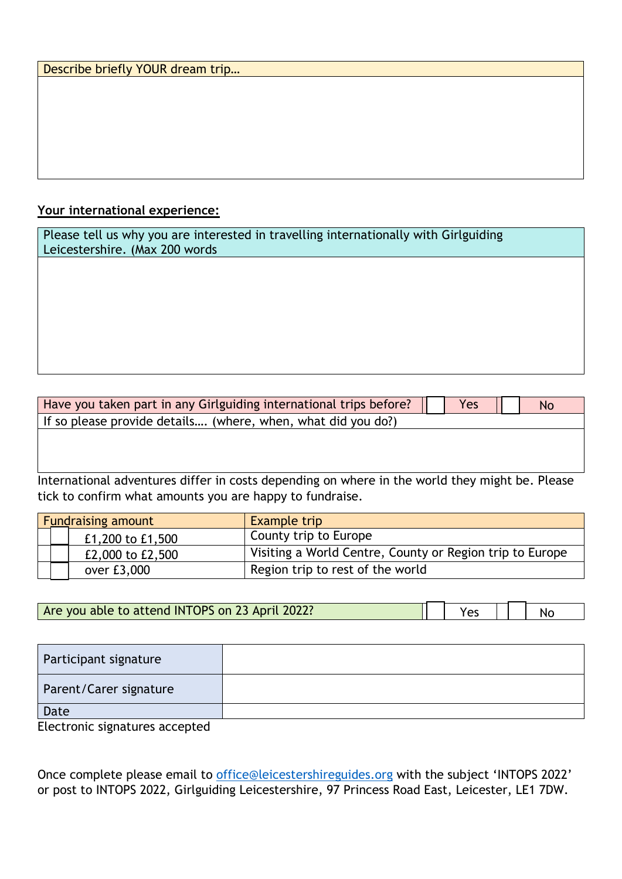| Describe briefly YOUR dream trip… |
| --- |
| |

**Your international experience:**

| Please tell us why you are interested in travelling internationally with Girlguiding Leicestershire. (Max 200 words |
| --- |
| |

| Have you taken part in any Girlguiding international trips before? | ☐ Yes | ☐ No |
| --- | --- | --- |
| If so please provide details…. (where, when, what did you do?) | | |
| | | |

International adventures differ in costs depending on where in the world they might be. Please tick to confirm what amounts you are happy to fundraise.

| | Fundraising amount | Example trip |
| --- | --- | --- |
| ☐ | £1,200 to £1,500 | County trip to Europe |
| ☐ | £2,000 to £2,500 | Visiting a World Centre, County or Region trip to Europe |
| ☐ | over £3,000 | Region trip to rest of the world |

| Are you able to attend INTOPS on 23 April 2022? | ☐ Yes | ☐ No |
| --- | --- | --- |

| | |
| --- | --- |
| Participant signature | |
| Parent/Carer signature | |
| Date | |

Electronic signatures accepted

Once complete please email to office@leicestershireguides.org with the subject 'INTOPS 2022' or post to INTOPS 2022, Girlguiding Leicestershire, 97 Princess Road East, Leicester, LE1 7DW.